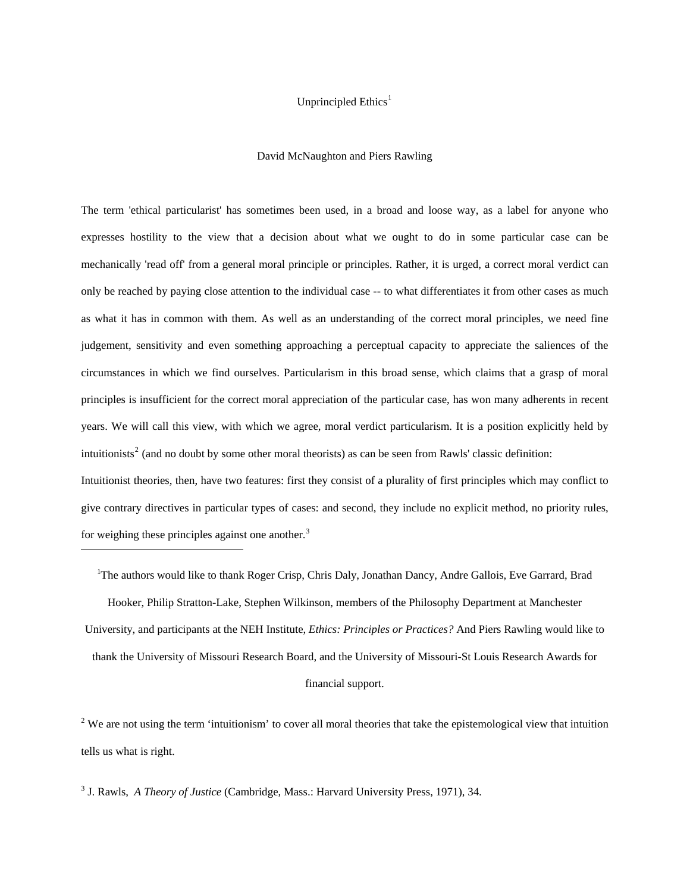# Unprincipled Ethics[1]

David McNaughton and Piers Rawling

The term 'ethical particularist' has sometimes been used, in a broad and loose way, as a label for anyone who expresses hostility to the view that a decision about what we ought to do in some particular case can be mechanically 'read off' from a general moral principle or principles. Rather, it is urged, a correct moral verdict can only be reached by paying close attention to the individual case -- to what differentiates it from other cases as much as what it has in common with them. As well as an understanding of the correct moral principles, we need fine judgement, sensitivity and even something approaching a perceptual capacity to appreciate the saliences of the circumstances in which we find ourselves. Particularism in this broad sense, which claims that a grasp of moral principles is insufficient for the correct moral appreciation of the particular case, has won many adherents in recent years. We will call this view, with which we agree, moral verdict particularism. It is a position explicitly held by intuitionists[2] (and no doubt by some other moral theorists) as can be seen from Rawls' classic definition:

Intuitionist theories, then, have two features: first they consist of a plurality of first principles which may conflict to give contrary directives in particular types of cases: and second, they include no explicit method, no priority rules, for weighing these principles against one another.[3]

---

[1] The authors would like to thank Roger Crisp, Chris Daly, Jonathan Dancy, Andre Gallois, Eve Garrard, Brad Hooker, Philip Stratton-Lake, Stephen Wilkinson, members of the Philosophy Department at Manchester University, and participants at the NEH Institute, *Ethics: Principles or Practices?* And Piers Rawling would like to thank the University of Missouri Research Board, and the University of Missouri-St Louis Research Awards for financial support.

[2] We are not using the term 'intuitionism' to cover all moral theories that take the epistemological view that intuition tells us what is right.

[3] J. Rawls, *A Theory of Justice* (Cambridge, Mass.: Harvard University Press, 1971), 34.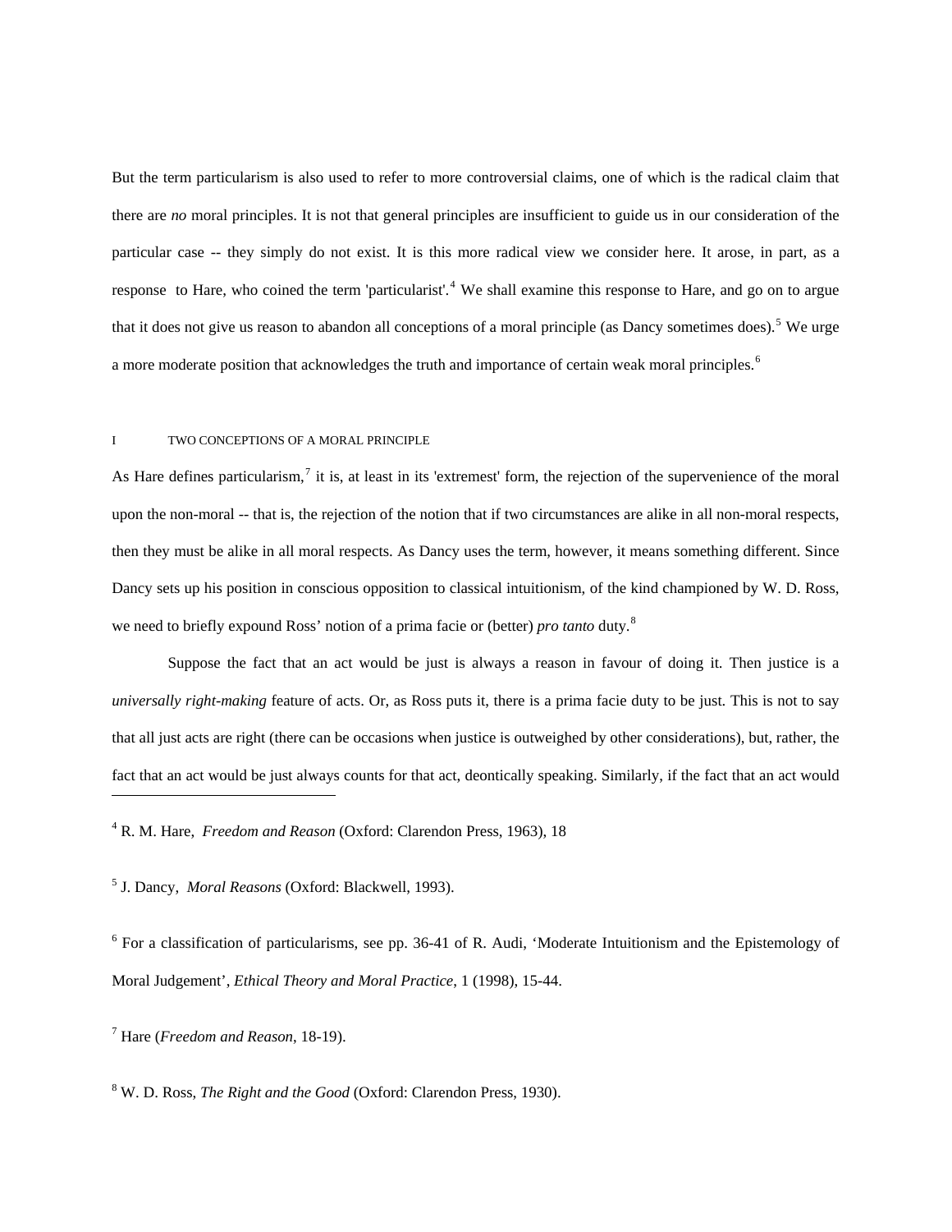But the term particularism is also used to refer to more controversial claims, one of which is the radical claim that there are *no* moral principles. It is not that general principles are insufficient to guide us in our consideration of the particular case -- they simply do not exist. It is this more radical view we consider here. It arose, in part, as a response to Hare, who coined the term 'particularist'.[4] We shall examine this response to Hare, and go on to argue that it does not give us reason to abandon all conceptions of a moral principle (as Dancy sometimes does).[5] We urge a more moderate position that acknowledges the truth and importance of certain weak moral principles.[6]

## I TWO CONCEPTIONS OF A MORAL PRINCIPLE

As Hare defines particularism,[7] it is, at least in its 'extremest' form, the rejection of the supervenience of the moral upon the non-moral -- that is, the rejection of the notion that if two circumstances are alike in all non-moral respects, then they must be alike in all moral respects. As Dancy uses the term, however, it means something different. Since Dancy sets up his position in conscious opposition to classical intuitionism, of the kind championed by W. D. Ross, we need to briefly expound Ross' notion of a prima facie or (better) *pro tanto* duty.[8]

Suppose the fact that an act would be just is always a reason in favour of doing it. Then justice is a *universally right-making* feature of acts. Or, as Ross puts it, there is a prima facie duty to be just. This is not to say that all just acts are right (there can be occasions when justice is outweighed by other considerations), but, rather, the fact that an act would be just always counts for that act, deontically speaking. Similarly, if the fact that an act would

---

[4] R. M. Hare, *Freedom and Reason* (Oxford: Clarendon Press, 1963), 18

[5] J. Dancy, *Moral Reasons* (Oxford: Blackwell, 1993).

[6] For a classification of particularisms, see pp. 36-41 of R. Audi, 'Moderate Intuitionism and the Epistemology of Moral Judgement', *Ethical Theory and Moral Practice*, 1 (1998), 15-44.

[7] Hare (*Freedom and Reason*, 18-19).

[8] W. D. Ross, *The Right and the Good* (Oxford: Clarendon Press, 1930).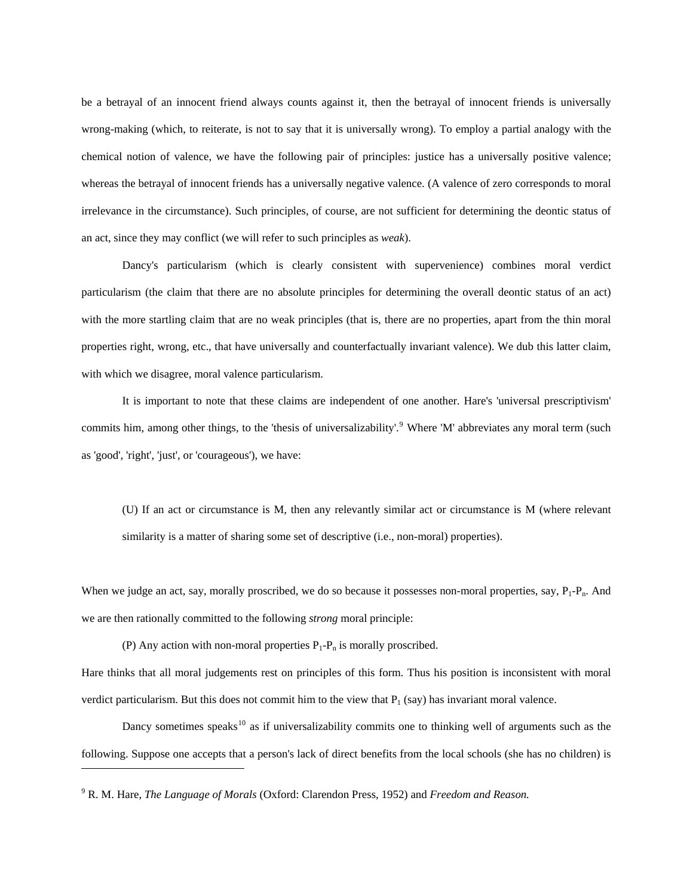be a betrayal of an innocent friend always counts against it, then the betrayal of innocent friends is universally wrong-making (which, to reiterate, is not to say that it is universally wrong). To employ a partial analogy with the chemical notion of valence, we have the following pair of principles: justice has a universally positive valence; whereas the betrayal of innocent friends has a universally negative valence. (A valence of zero corresponds to moral irrelevance in the circumstance). Such principles, of course, are not sufficient for determining the deontic status of an act, since they may conflict (we will refer to such principles as *weak*).

Dancy's particularism (which is clearly consistent with supervenience) combines moral verdict particularism (the claim that there are no absolute principles for determining the overall deontic status of an act) with the more startling claim that are no weak principles (that is, there are no properties, apart from the thin moral properties right, wrong, etc., that have universally and counterfactually invariant valence). We dub this latter claim, with which we disagree, moral valence particularism.

It is important to note that these claims are independent of one another. Hare's 'universal prescriptivism' commits him, among other things, to the 'thesis of universalizability'.[9] Where 'M' abbreviates any moral term (such as 'good', 'right', 'just', or 'courageous'), we have:

> (U) If an act or circumstance is M, then any relevantly similar act or circumstance is M (where relevant similarity is a matter of sharing some set of descriptive (i.e., non-moral) properties).

When we judge an act, say, morally proscribed, we do so because it possesses non-moral properties, say, $P_1$-$P_n$. And we are then rationally committed to the following *strong* moral principle:

> (P) Any action with non-moral properties $P_1$-$P_n$ is morally proscribed.

Hare thinks that all moral judgements rest on principles of this form. Thus his position is inconsistent with moral verdict particularism. But this does not commit him to the view that $P_1$ (say) has invariant moral valence.

Dancy sometimes speaks[10] as if universalizability commits one to thinking well of arguments such as the following. Suppose one accepts that a person's lack of direct benefits from the local schools (she has no children) is

---

[9] R. M. Hare, *The Language of Morals* (Oxford: Clarendon Press, 1952) and *Freedom and Reason.*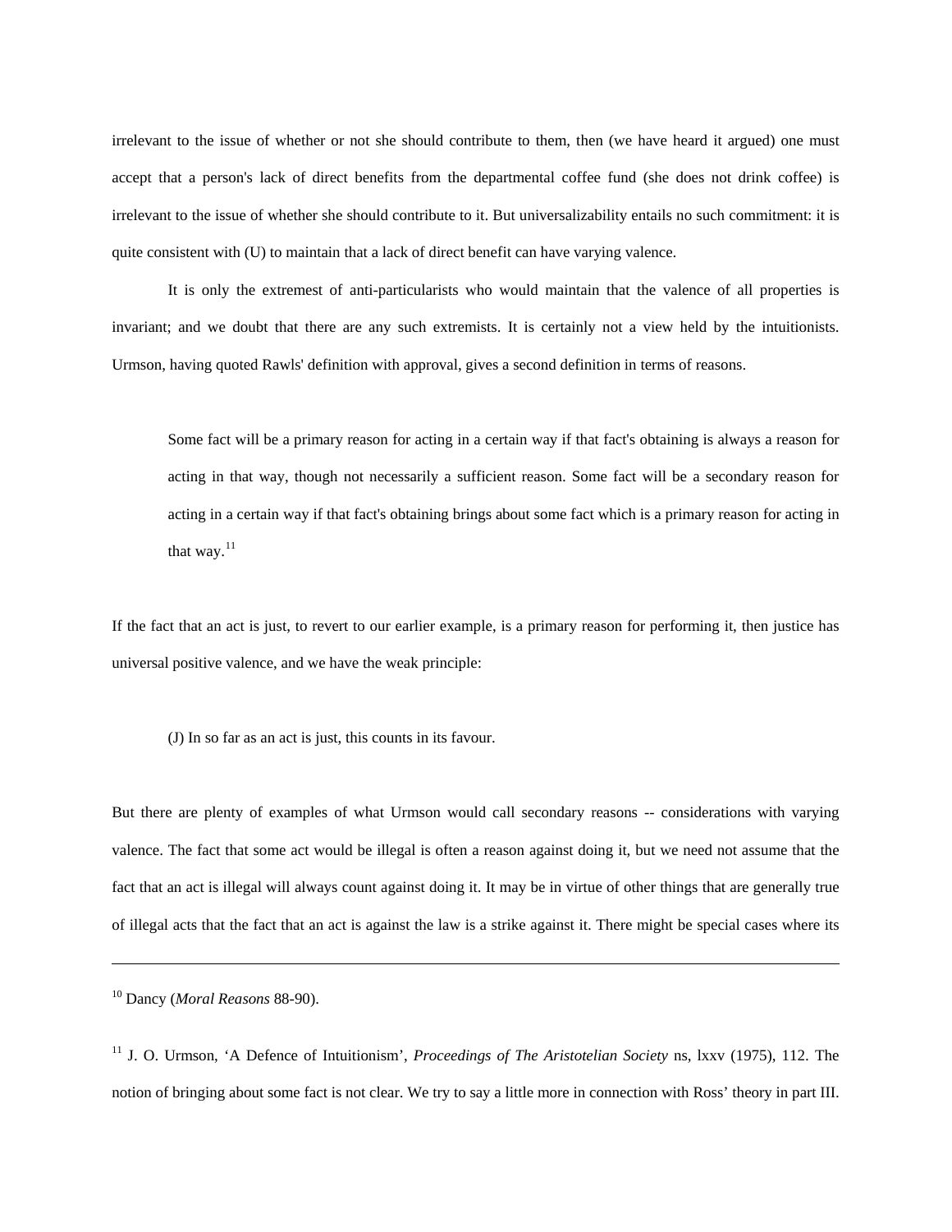irrelevant to the issue of whether or not she should contribute to them, then (we have heard it argued) one must accept that a person's lack of direct benefits from the departmental coffee fund (she does not drink coffee) is irrelevant to the issue of whether she should contribute to it. But universalizability entails no such commitment: it is quite consistent with (U) to maintain that a lack of direct benefit can have varying valence.

It is only the extremest of anti-particularists who would maintain that the valence of all properties is invariant; and we doubt that there are any such extremists. It is certainly not a view held by the intuitionists. Urmson, having quoted Rawls' definition with approval, gives a second definition in terms of reasons.

> Some fact will be a primary reason for acting in a certain way if that fact's obtaining is always a reason for acting in that way, though not necessarily a sufficient reason. Some fact will be a secondary reason for acting in a certain way if that fact's obtaining brings about some fact which is a primary reason for acting in that way.[11]

If the fact that an act is just, to revert to our earlier example, is a primary reason for performing it, then justice has universal positive valence, and we have the weak principle:

> (J) In so far as an act is just, this counts in its favour.

But there are plenty of examples of what Urmson would call secondary reasons -- considerations with varying valence. The fact that some act would be illegal is often a reason against doing it, but we need not assume that the fact that an act is illegal will always count against doing it. It may be in virtue of other things that are generally true of illegal acts that the fact that an act is against the law is a strike against it. There might be special cases where its

---

[10] Dancy (*Moral Reasons* 88-90).

[11] J. O. Urmson, 'A Defence of Intuitionism', *Proceedings of The Aristotelian Society* ns, lxxv (1975), 112. The notion of bringing about some fact is not clear. We try to say a little more in connection with Ross' theory in part III.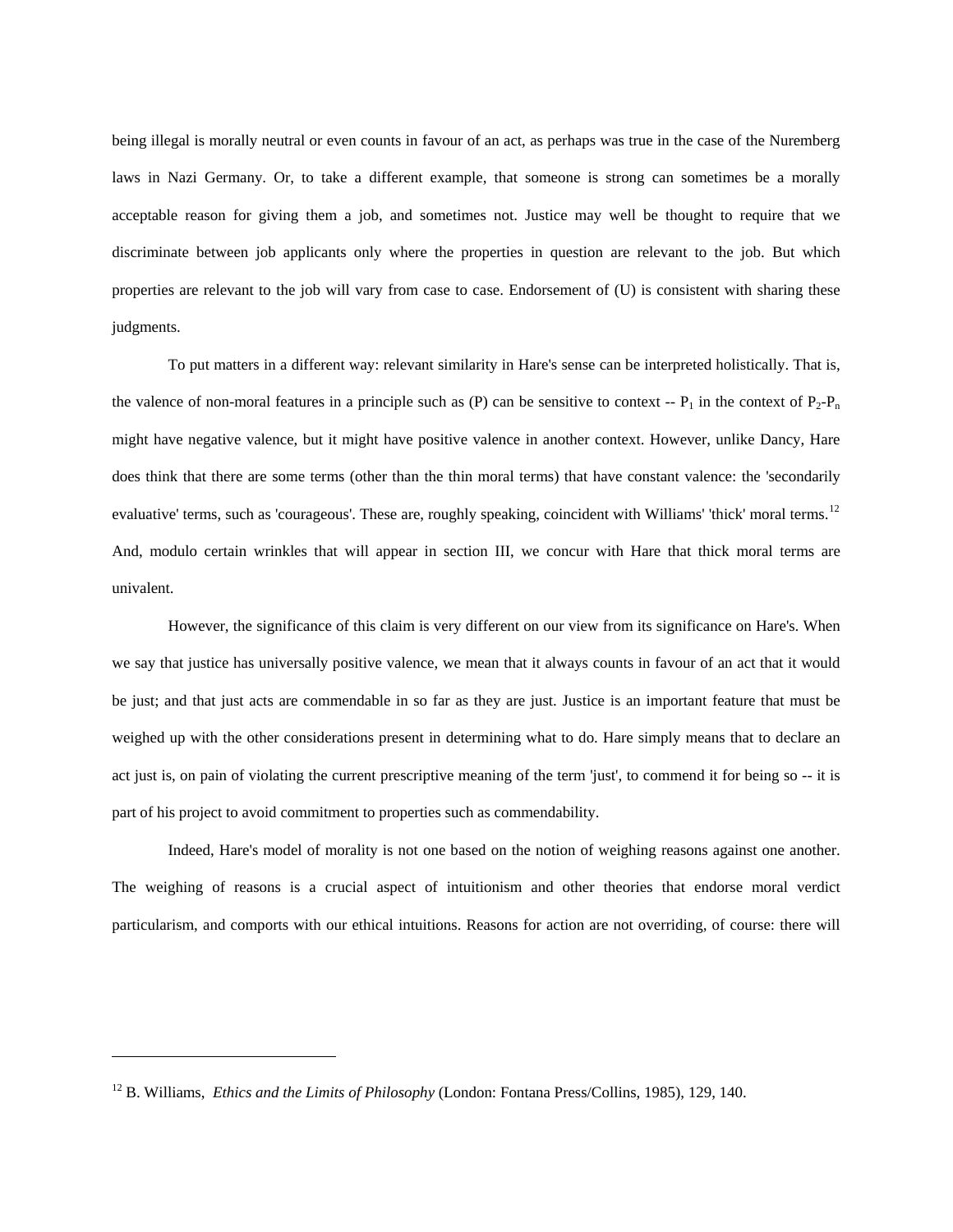being illegal is morally neutral or even counts in favour of an act, as perhaps was true in the case of the Nuremberg laws in Nazi Germany. Or, to take a different example, that someone is strong can sometimes be a morally acceptable reason for giving them a job, and sometimes not. Justice may well be thought to require that we discriminate between job applicants only where the properties in question are relevant to the job. But which properties are relevant to the job will vary from case to case. Endorsement of (U) is consistent with sharing these judgments.

To put matters in a different way: relevant similarity in Hare's sense can be interpreted holistically. That is, the valence of non-moral features in a principle such as (P) can be sensitive to context -- $P_1$ in the context of $P_2$-$P_n$ might have negative valence, but it might have positive valence in another context. However, unlike Dancy, Hare does think that there are some terms (other than the thin moral terms) that have constant valence: the 'secondarily evaluative' terms, such as 'courageous'. These are, roughly speaking, coincident with Williams' 'thick' moral terms.[12] And, modulo certain wrinkles that will appear in section III, we concur with Hare that thick moral terms are univalent.

However, the significance of this claim is very different on our view from its significance on Hare's. When we say that justice has universally positive valence, we mean that it always counts in favour of an act that it would be just; and that just acts are commendable in so far as they are just. Justice is an important feature that must be weighed up with the other considerations present in determining what to do. Hare simply means that to declare an act just is, on pain of violating the current prescriptive meaning of the term 'just', to commend it for being so -- it is part of his project to avoid commitment to properties such as commendability.

Indeed, Hare's model of morality is not one based on the notion of weighing reasons against one another. The weighing of reasons is a crucial aspect of intuitionism and other theories that endorse moral verdict particularism, and comports with our ethical intuitions. Reasons for action are not overriding, of course: there will

---

[12] B. Williams, *Ethics and the Limits of Philosophy* (London: Fontana Press/Collins, 1985), 129, 140.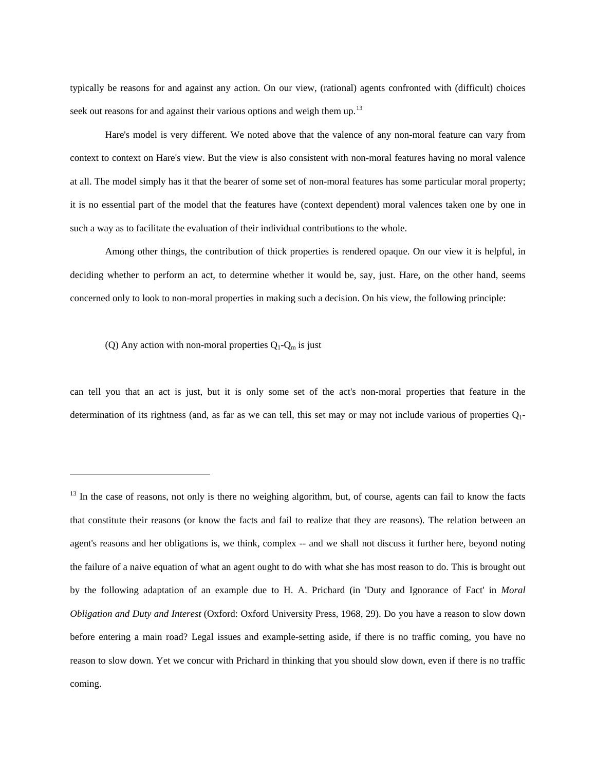typically be reasons for and against any action. On our view, (rational) agents confronted with (difficult) choices seek out reasons for and against their various options and weigh them up.[13]

Hare's model is very different. We noted above that the valence of any non-moral feature can vary from context to context on Hare's view. But the view is also consistent with non-moral features having no moral valence at all. The model simply has it that the bearer of some set of non-moral features has some particular moral property; it is no essential part of the model that the features have (context dependent) moral valences taken one by one in such a way as to facilitate the evaluation of their individual contributions to the whole.

Among other things, the contribution of thick properties is rendered opaque. On our view it is helpful, in deciding whether to perform an act, to determine whether it would be, say, just. Hare, on the other hand, seems concerned only to look to non-moral properties in making such a decision. On his view, the following principle:

(Q) Any action with non-moral properties $Q_1$-$Q_m$ is just

can tell you that an act is just, but it is only some set of the act's non-moral properties that feature in the determination of its rightness (and, as far as we can tell, this set may or may not include various of properties $Q_1$-

---

[13] In the case of reasons, not only is there no weighing algorithm, but, of course, agents can fail to know the facts that constitute their reasons (or know the facts and fail to realize that they are reasons). The relation between an agent's reasons and her obligations is, we think, complex -- and we shall not discuss it further here, beyond noting the failure of a naive equation of what an agent ought to do with what she has most reason to do. This is brought out by the following adaptation of an example due to H. A. Prichard (in 'Duty and Ignorance of Fact' in *Moral Obligation and Duty and Interest* (Oxford: Oxford University Press, 1968, 29). Do you have a reason to slow down before entering a main road? Legal issues and example-setting aside, if there is no traffic coming, you have no reason to slow down. Yet we concur with Prichard in thinking that you should slow down, even if there is no traffic coming.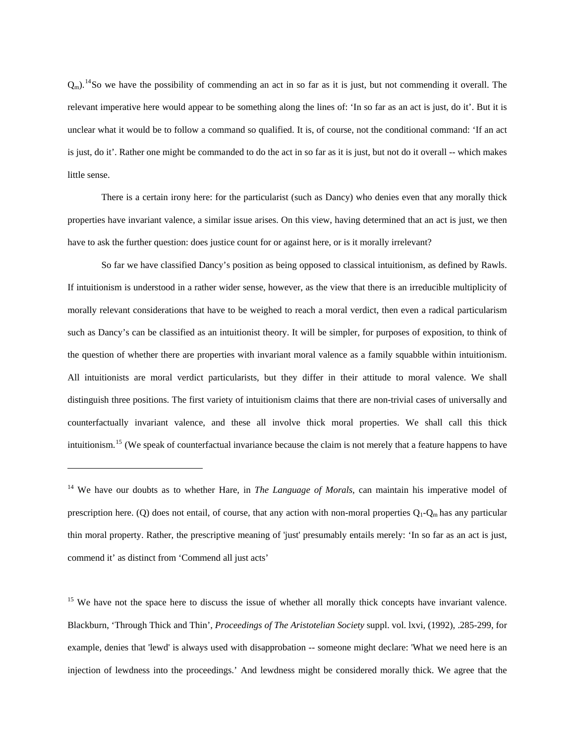$Q_m$).[14] So we have the possibility of commending an act in so far as it is just, but not commending it overall. The relevant imperative here would appear to be something along the lines of: 'In so far as an act is just, do it'. But it is unclear what it would be to follow a command so qualified. It is, of course, not the conditional command: 'If an act is just, do it'. Rather one might be commanded to do the act in so far as it is just, but not do it overall -- which makes little sense.

There is a certain irony here: for the particularist (such as Dancy) who denies even that any morally thick properties have invariant valence, a similar issue arises. On this view, having determined that an act is just, we then have to ask the further question: does justice count for or against here, or is it morally irrelevant?

So far we have classified Dancy's position as being opposed to classical intuitionism, as defined by Rawls. If intuitionism is understood in a rather wider sense, however, as the view that there is an irreducible multiplicity of morally relevant considerations that have to be weighed to reach a moral verdict, then even a radical particularism such as Dancy's can be classified as an intuitionist theory. It will be simpler, for purposes of exposition, to think of the question of whether there are properties with invariant moral valence as a family squabble within intuitionism. All intuitionists are moral verdict particularists, but they differ in their attitude to moral valence. We shall distinguish three positions. The first variety of intuitionism claims that there are non-trivial cases of universally and counterfactually invariant valence, and these all involve thick moral properties. We shall call this thick intuitionism.[15] (We speak of counterfactual invariance because the claim is not merely that a feature happens to have

---

[14] We have our doubts as to whether Hare, in *The Language of Morals*, can maintain his imperative model of prescription here. (Q) does not entail, of course, that any action with non-moral properties $Q_1$-$Q_m$ has any particular thin moral property. Rather, the prescriptive meaning of 'just' presumably entails merely: 'In so far as an act is just, commend it' as distinct from 'Commend all just acts'

[15] We have not the space here to discuss the issue of whether all morally thick concepts have invariant valence. Blackburn, 'Through Thick and Thin', *Proceedings of The Aristotelian Society* suppl. vol. lxvi, (1992), .285-299, for example, denies that 'lewd' is always used with disapprobation -- someone might declare: 'What we need here is an injection of lewdness into the proceedings.' And lewdness might be considered morally thick. We agree that the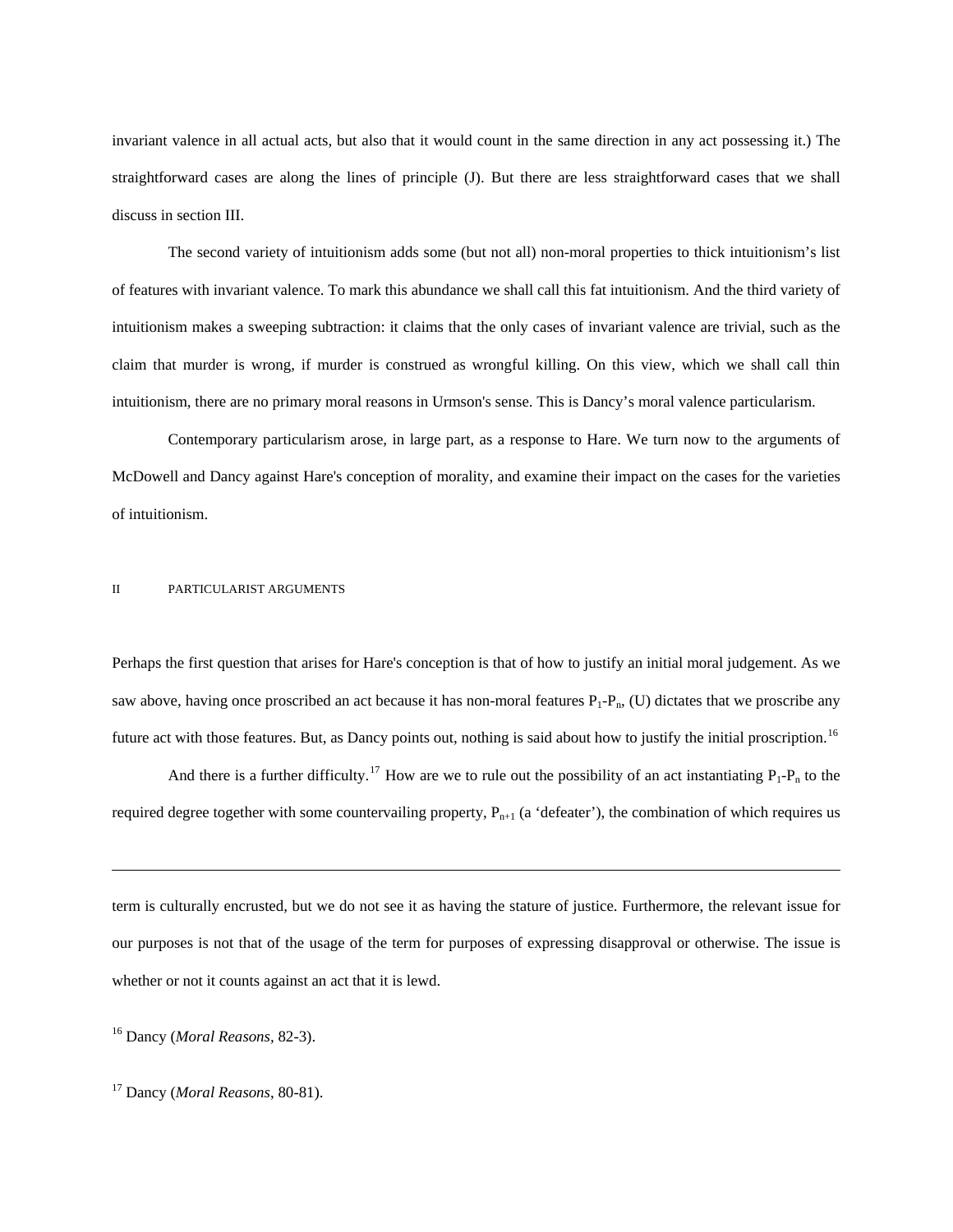invariant valence in all actual acts, but also that it would count in the same direction in any act possessing it.) The straightforward cases are along the lines of principle (J). But there are less straightforward cases that we shall discuss in section III.

The second variety of intuitionism adds some (but not all) non-moral properties to thick intuitionism's list of features with invariant valence. To mark this abundance we shall call this fat intuitionism. And the third variety of intuitionism makes a sweeping subtraction: it claims that the only cases of invariant valence are trivial, such as the claim that murder is wrong, if murder is construed as wrongful killing. On this view, which we shall call thin intuitionism, there are no primary moral reasons in Urmson's sense. This is Dancy's moral valence particularism.

Contemporary particularism arose, in large part, as a response to Hare. We turn now to the arguments of McDowell and Dancy against Hare's conception of morality, and examine their impact on the cases for the varieties of intuitionism.

## II PARTICULARIST ARGUMENTS

Perhaps the first question that arises for Hare's conception is that of how to justify an initial moral judgement. As we saw above, having once proscribed an act because it has non-moral features $P_1$-$P_n$, (U) dictates that we proscribe any future act with those features. But, as Dancy points out, nothing is said about how to justify the initial proscription.[16]

And there is a further difficulty.[17] How are we to rule out the possibility of an act instantiating $P_1$-$P_n$ to the required degree together with some countervailing property, $P_{n+1}$ (a 'defeater'), the combination of which requires us

---

term is culturally encrusted, but we do not see it as having the stature of justice. Furthermore, the relevant issue for our purposes is not that of the usage of the term for purposes of expressing disapproval or otherwise. The issue is whether or not it counts against an act that it is lewd.

[16] Dancy (*Moral Reasons*, 82-3).

[17] Dancy (*Moral Reasons*, 80-81).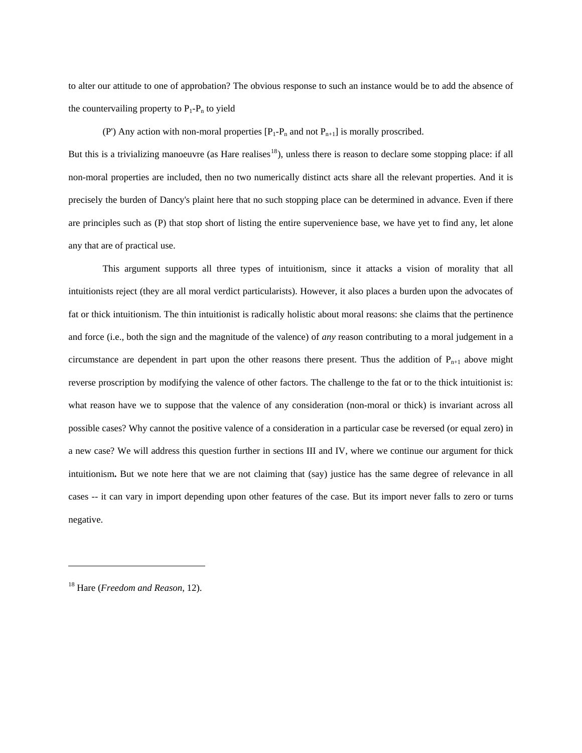to alter our attitude to one of approbation? The obvious response to such an instance would be to add the absence of the countervailing property to $P_1$-$P_n$ to yield

(P') Any action with non-moral properties [$P_1$-$P_n$ and not $P_{n+1}$] is morally proscribed.

But this is a trivializing manoeuvre (as Hare realises[18]), unless there is reason to declare some stopping place: if all non-moral properties are included, then no two numerically distinct acts share all the relevant properties. And it is precisely the burden of Dancy's plaint here that no such stopping place can be determined in advance. Even if there are principles such as (P) that stop short of listing the entire supervenience base, we have yet to find any, let alone any that are of practical use.

This argument supports all three types of intuitionism, since it attacks a vision of morality that all intuitionists reject (they are all moral verdict particularists). However, it also places a burden upon the advocates of fat or thick intuitionism. The thin intuitionist is radically holistic about moral reasons: she claims that the pertinence and force (i.e., both the sign and the magnitude of the valence) of *any* reason contributing to a moral judgement in a circumstance are dependent in part upon the other reasons there present. Thus the addition of $P_{n+1}$ above might reverse proscription by modifying the valence of other factors. The challenge to the fat or to the thick intuitionist is: what reason have we to suppose that the valence of any consideration (non-moral or thick) is invariant across all possible cases? Why cannot the positive valence of a consideration in a particular case be reversed (or equal zero) in a new case? We will address this question further in sections III and IV, where we continue our argument for thick intuitionism**.** But we note here that we are not claiming that (say) justice has the same degree of relevance in all cases -- it can vary in import depending upon other features of the case. But its import never falls to zero or turns negative.

---

[18] Hare (*Freedom and Reason*, 12).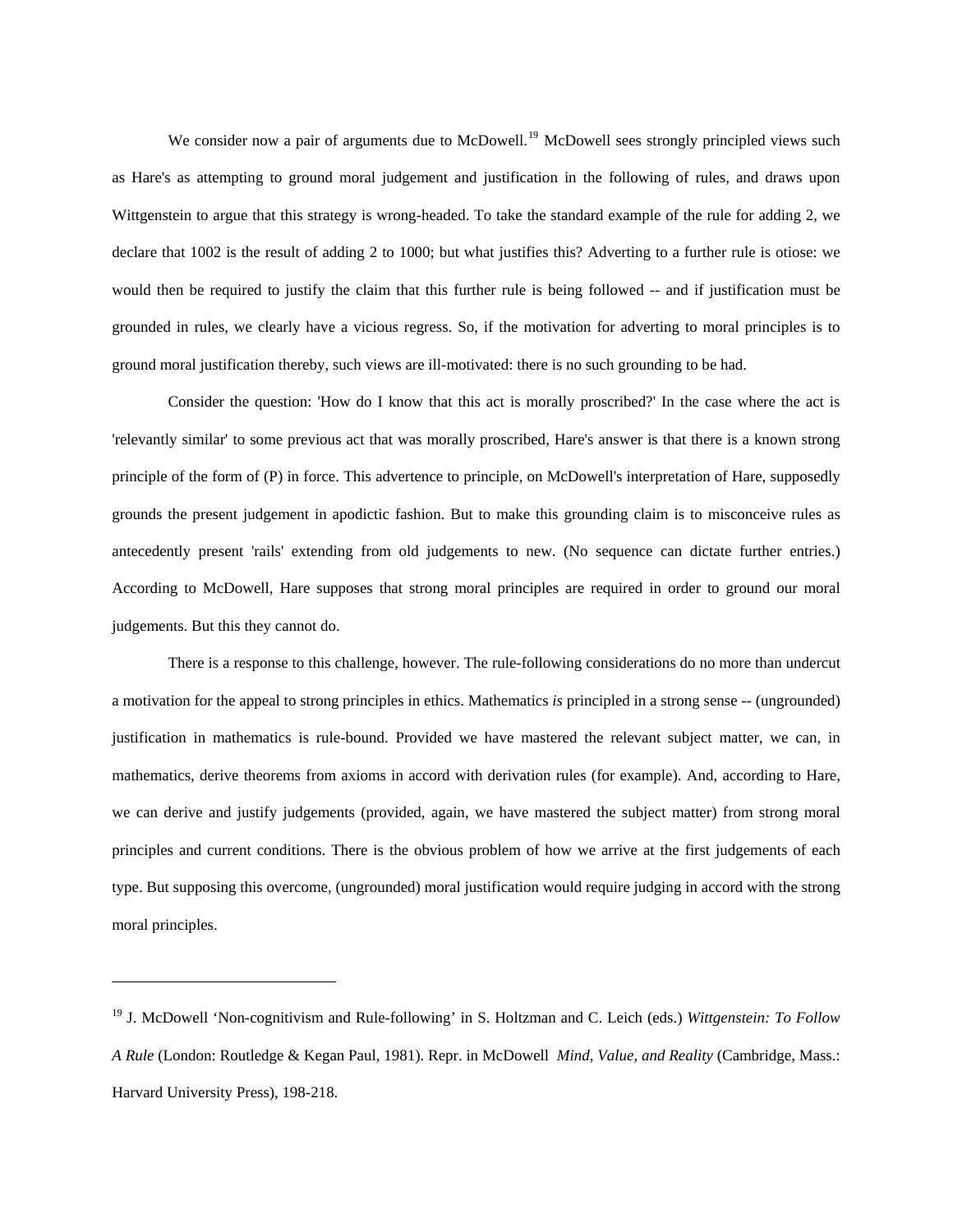We consider now a pair of arguments due to McDowell.[19] McDowell sees strongly principled views such as Hare's as attempting to ground moral judgement and justification in the following of rules, and draws upon Wittgenstein to argue that this strategy is wrong-headed. To take the standard example of the rule for adding 2, we declare that 1002 is the result of adding 2 to 1000; but what justifies this? Adverting to a further rule is otiose: we would then be required to justify the claim that this further rule is being followed -- and if justification must be grounded in rules, we clearly have a vicious regress. So, if the motivation for adverting to moral principles is to ground moral justification thereby, such views are ill-motivated: there is no such grounding to be had.

Consider the question: 'How do I know that this act is morally proscribed?' In the case where the act is 'relevantly similar' to some previous act that was morally proscribed, Hare's answer is that there is a known strong principle of the form of (P) in force. This advertence to principle, on McDowell's interpretation of Hare, supposedly grounds the present judgement in apodictic fashion. But to make this grounding claim is to misconceive rules as antecedently present 'rails' extending from old judgements to new. (No sequence can dictate further entries.) According to McDowell, Hare supposes that strong moral principles are required in order to ground our moral judgements. But this they cannot do.

There is a response to this challenge, however. The rule-following considerations do no more than undercut a motivation for the appeal to strong principles in ethics. Mathematics *is* principled in a strong sense -- (ungrounded) justification in mathematics is rule-bound. Provided we have mastered the relevant subject matter, we can, in mathematics, derive theorems from axioms in accord with derivation rules (for example). And, according to Hare, we can derive and justify judgements (provided, again, we have mastered the subject matter) from strong moral principles and current conditions. There is the obvious problem of how we arrive at the first judgements of each type. But supposing this overcome, (ungrounded) moral justification would require judging in accord with the strong moral principles.

---

[19] J. McDowell 'Non-cognitivism and Rule-following' in S. Holtzman and C. Leich (eds.) *Wittgenstein: To Follow A Rule* (London: Routledge & Kegan Paul, 1981). Repr. in McDowell *Mind, Value, and Reality* (Cambridge, Mass.: Harvard University Press), 198-218.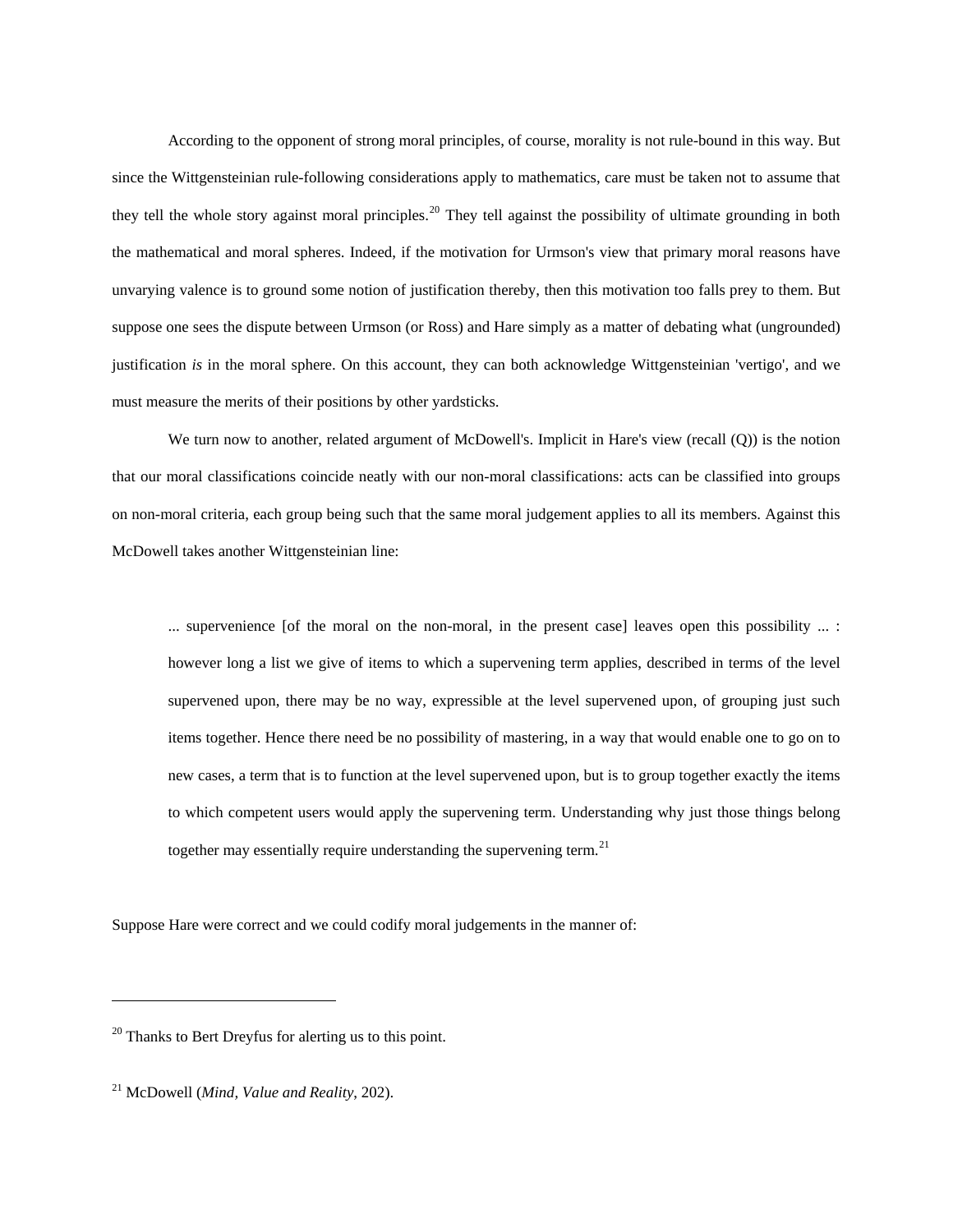According to the opponent of strong moral principles, of course, morality is not rule-bound in this way. But since the Wittgensteinian rule-following considerations apply to mathematics, care must be taken not to assume that they tell the whole story against moral principles.[20] They tell against the possibility of ultimate grounding in both the mathematical and moral spheres. Indeed, if the motivation for Urmson's view that primary moral reasons have unvarying valence is to ground some notion of justification thereby, then this motivation too falls prey to them. But suppose one sees the dispute between Urmson (or Ross) and Hare simply as a matter of debating what (ungrounded) justification *is* in the moral sphere. On this account, they can both acknowledge Wittgensteinian 'vertigo', and we must measure the merits of their positions by other yardsticks.

We turn now to another, related argument of McDowell's. Implicit in Hare's view (recall (Q)) is the notion that our moral classifications coincide neatly with our non-moral classifications: acts can be classified into groups on non-moral criteria, each group being such that the same moral judgement applies to all its members. Against this McDowell takes another Wittgensteinian line:

> ... supervenience [of the moral on the non-moral, in the present case] leaves open this possibility ... : however long a list we give of items to which a supervening term applies, described in terms of the level supervened upon, there may be no way, expressible at the level supervened upon, of grouping just such items together. Hence there need be no possibility of mastering, in a way that would enable one to go on to new cases, a term that is to function at the level supervened upon, but is to group together exactly the items to which competent users would apply the supervening term. Understanding why just those things belong together may essentially require understanding the supervening term.[21]

Suppose Hare were correct and we could codify moral judgements in the manner of:

---

[20] Thanks to Bert Dreyfus for alerting us to this point.

[21] McDowell (*Mind, Value and Reality*, 202).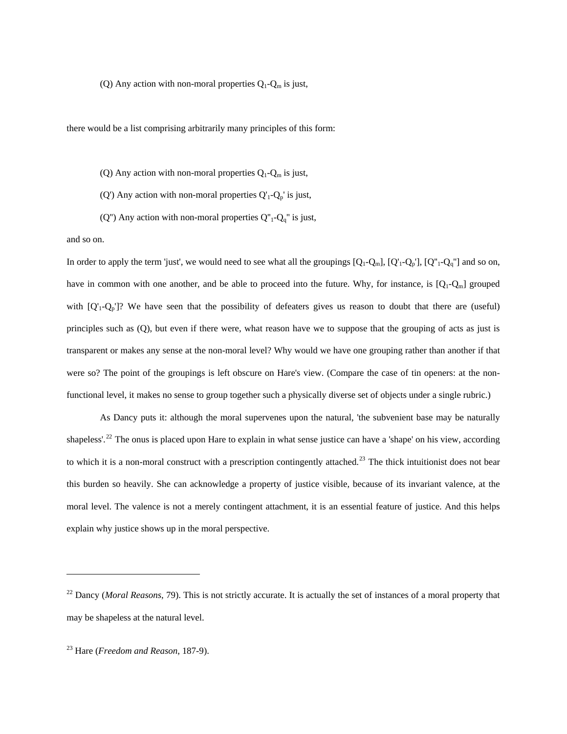(Q) Any action with non-moral properties $Q_1$-$Q_m$ is just,

there would be a list comprising arbitrarily many principles of this form:

(Q) Any action with non-moral properties $Q_1$-$Q_m$ is just,

(Q') Any action with non-moral properties $Q'_1$-$Q_p'$ is just,

(Q") Any action with non-moral properties $Q"_1$-$Q_q"$ is just,

and so on.

In order to apply the term 'just', we would need to see what all the groupings [$Q_1$-$Q_m$], [$Q'_1$-$Q_p'$], [$Q"_1$-$Q_q"$] and so on, have in common with one another, and be able to proceed into the future. Why, for instance, is [$Q_1$-$Q_m$] grouped with [$Q'_1$-$Q_p'$]? We have seen that the possibility of defeaters gives us reason to doubt that there are (useful) principles such as (Q), but even if there were, what reason have we to suppose that the grouping of acts as just is transparent or makes any sense at the non-moral level? Why would we have one grouping rather than another if that were so? The point of the groupings is left obscure on Hare's view. (Compare the case of tin openers: at the non-functional level, it makes no sense to group together such a physically diverse set of objects under a single rubric.)

As Dancy puts it: although the moral supervenes upon the natural, 'the subvenient base may be naturally shapeless'.[22] The onus is placed upon Hare to explain in what sense justice can have a 'shape' on his view, according to which it is a non-moral construct with a prescription contingently attached.[23] The thick intuitionist does not bear this burden so heavily. She can acknowledge a property of justice visible, because of its invariant valence, at the moral level. The valence is not a merely contingent attachment, it is an essential feature of justice. And this helps explain why justice shows up in the moral perspective.

---

[22] Dancy (*Moral Reasons*, 79). This is not strictly accurate. It is actually the set of instances of a moral property that may be shapeless at the natural level.

[23] Hare (*Freedom and Reason*, 187-9).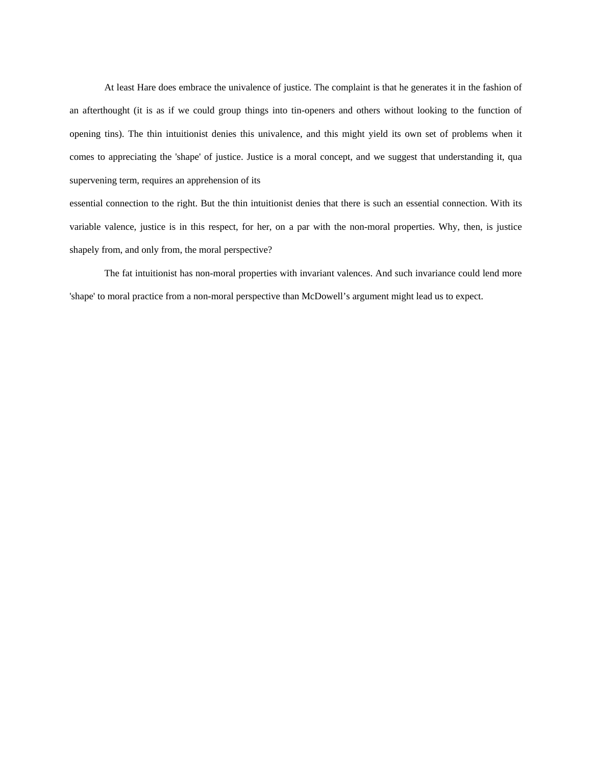At least Hare does embrace the univalence of justice. The complaint is that he generates it in the fashion of an afterthought (it is as if we could group things into tin-openers and others without looking to the function of opening tins). The thin intuitionist denies this univalence, and this might yield its own set of problems when it comes to appreciating the 'shape' of justice. Justice is a moral concept, and we suggest that understanding it, qua supervening term, requires an apprehension of its essential connection to the right. But the thin intuitionist denies that there is such an essential connection. With its variable valence, justice is in this respect, for her, on a par with the non-moral properties. Why, then, is justice shapely from, and only from, the moral perspective?

The fat intuitionist has non-moral properties with invariant valences. And such invariance could lend more 'shape' to moral practice from a non-moral perspective than McDowell's argument might lead us to expect.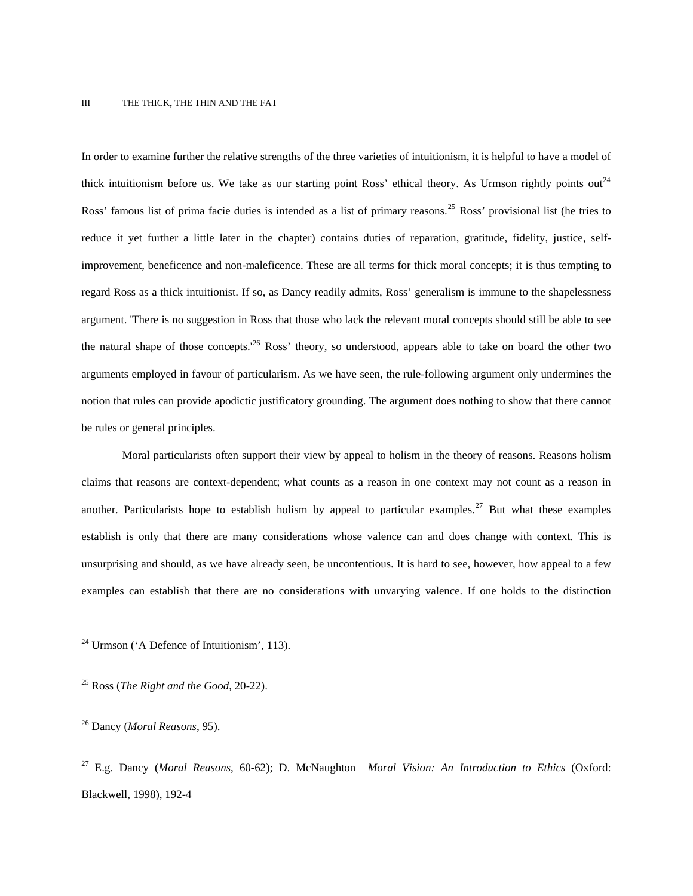## III THE THICK, THE THIN AND THE FAT

In order to examine further the relative strengths of the three varieties of intuitionism, it is helpful to have a model of thick intuitionism before us. We take as our starting point Ross' ethical theory. As Urmson rightly points out[24] Ross' famous list of prima facie duties is intended as a list of primary reasons.[25] Ross' provisional list (he tries to reduce it yet further a little later in the chapter) contains duties of reparation, gratitude, fidelity, justice, self-improvement, beneficence and non-maleficence. These are all terms for thick moral concepts; it is thus tempting to regard Ross as a thick intuitionist. If so, as Dancy readily admits, Ross' generalism is immune to the shapelessness argument. 'There is no suggestion in Ross that those who lack the relevant moral concepts should still be able to see the natural shape of those concepts.'[26] Ross' theory, so understood, appears able to take on board the other two arguments employed in favour of particularism. As we have seen, the rule-following argument only undermines the notion that rules can provide apodictic justificatory grounding. The argument does nothing to show that there cannot be rules or general principles.

Moral particularists often support their view by appeal to holism in the theory of reasons. Reasons holism claims that reasons are context-dependent; what counts as a reason in one context may not count as a reason in another. Particularists hope to establish holism by appeal to particular examples.[27] But what these examples establish is only that there are many considerations whose valence can and does change with context. This is unsurprising and should, as we have already seen, be uncontentious. It is hard to see, however, how appeal to a few examples can establish that there are no considerations with unvarying valence. If one holds to the distinction

---

[24] Urmson ('A Defence of Intuitionism', 113).

[25] Ross (*The Right and the Good*, 20-22).

[26] Dancy (*Moral Reasons*, 95).

[27] E.g. Dancy (*Moral Reasons*, 60-62); D. McNaughton *Moral Vision: An Introduction to Ethics* (Oxford: Blackwell, 1998), 192-4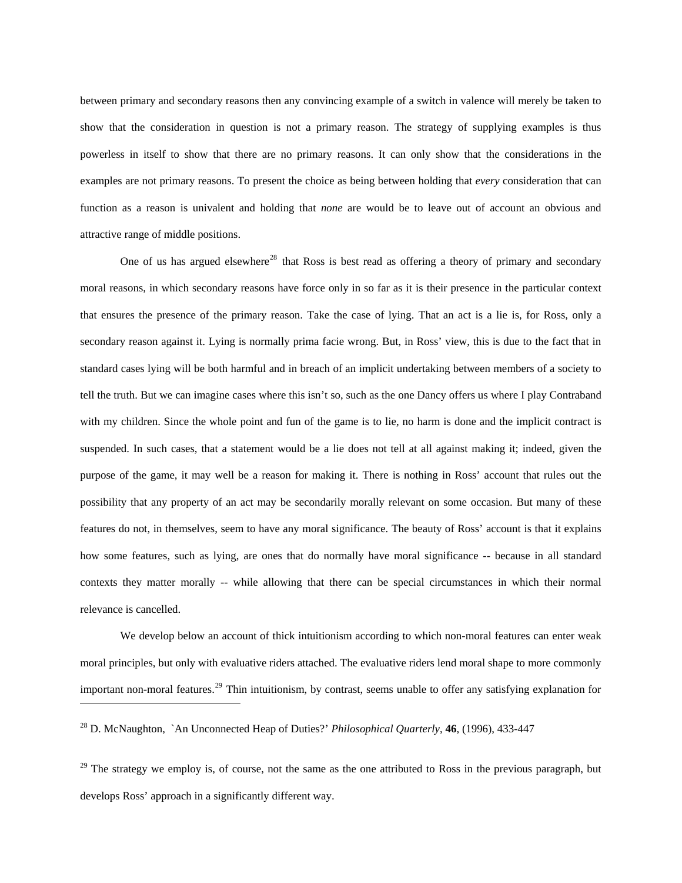between primary and secondary reasons then any convincing example of a switch in valence will merely be taken to show that the consideration in question is not a primary reason. The strategy of supplying examples is thus powerless in itself to show that there are no primary reasons. It can only show that the considerations in the examples are not primary reasons. To present the choice as being between holding that *every* consideration that can function as a reason is univalent and holding that *none* are would be to leave out of account an obvious and attractive range of middle positions.

One of us has argued elsewhere[28] that Ross is best read as offering a theory of primary and secondary moral reasons, in which secondary reasons have force only in so far as it is their presence in the particular context that ensures the presence of the primary reason. Take the case of lying. That an act is a lie is, for Ross, only a secondary reason against it. Lying is normally prima facie wrong. But, in Ross' view, this is due to the fact that in standard cases lying will be both harmful and in breach of an implicit undertaking between members of a society to tell the truth. But we can imagine cases where this isn't so, such as the one Dancy offers us where I play Contraband with my children. Since the whole point and fun of the game is to lie, no harm is done and the implicit contract is suspended. In such cases, that a statement would be a lie does not tell at all against making it; indeed, given the purpose of the game, it may well be a reason for making it. There is nothing in Ross' account that rules out the possibility that any property of an act may be secondarily morally relevant on some occasion. But many of these features do not, in themselves, seem to have any moral significance. The beauty of Ross' account is that it explains how some features, such as lying, are ones that do normally have moral significance -- because in all standard contexts they matter morally -- while allowing that there can be special circumstances in which their normal relevance is cancelled.

We develop below an account of thick intuitionism according to which non-moral features can enter weak moral principles, but only with evaluative riders attached. The evaluative riders lend moral shape to more commonly important non-moral features.[29] Thin intuitionism, by contrast, seems unable to offer any satisfying explanation for

---

[28] D. McNaughton, `An Unconnected Heap of Duties?' *Philosophical Quarterly*, **46**, (1996), 433-447

[29] The strategy we employ is, of course, not the same as the one attributed to Ross in the previous paragraph, but develops Ross' approach in a significantly different way.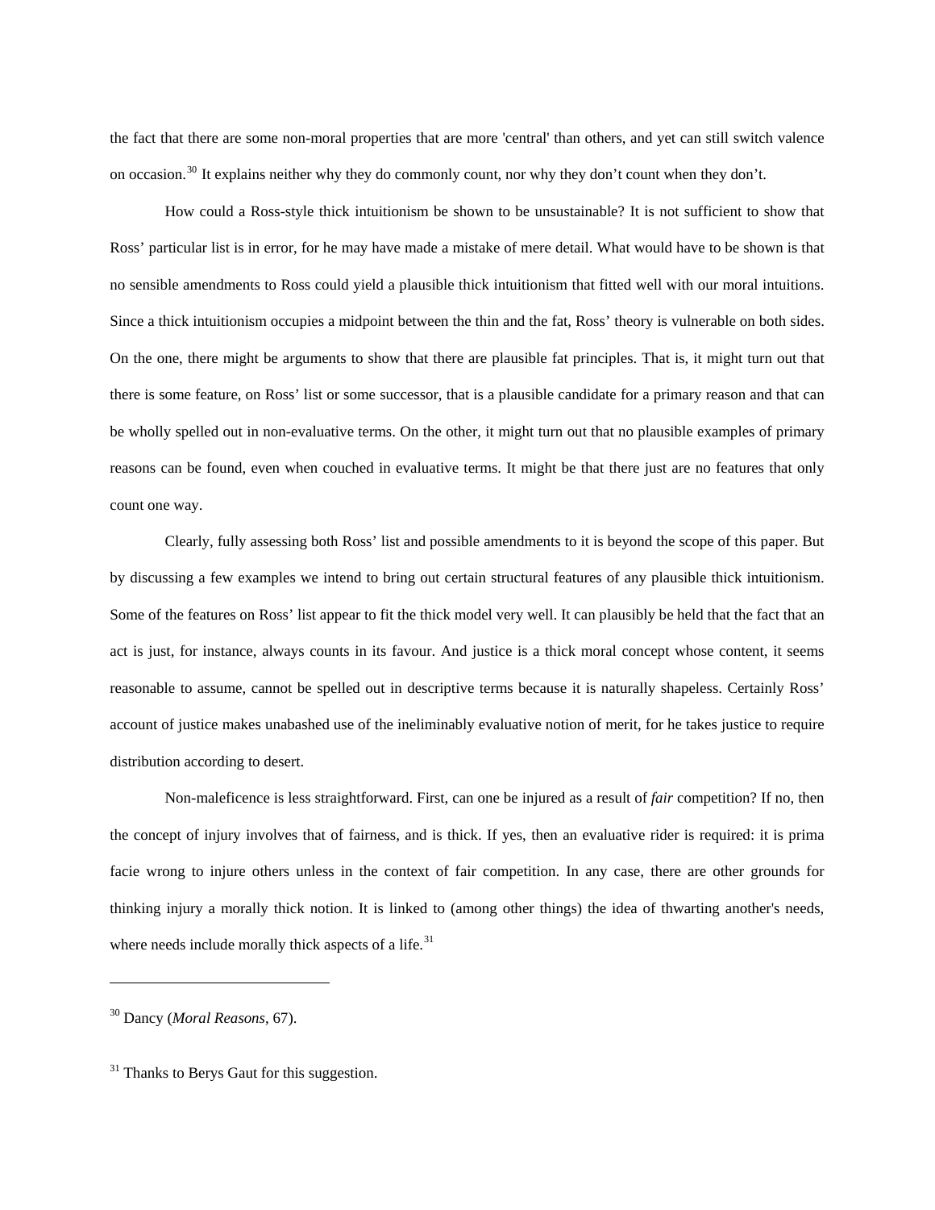the fact that there are some non-moral properties that are more 'central' than others, and yet can still switch valence on occasion.[30] It explains neither why they do commonly count, nor why they don't count when they don't.

How could a Ross-style thick intuitionism be shown to be unsustainable? It is not sufficient to show that Ross' particular list is in error, for he may have made a mistake of mere detail. What would have to be shown is that no sensible amendments to Ross could yield a plausible thick intuitionism that fitted well with our moral intuitions. Since a thick intuitionism occupies a midpoint between the thin and the fat, Ross' theory is vulnerable on both sides. On the one, there might be arguments to show that there are plausible fat principles. That is, it might turn out that there is some feature, on Ross' list or some successor, that is a plausible candidate for a primary reason and that can be wholly spelled out in non-evaluative terms. On the other, it might turn out that no plausible examples of primary reasons can be found, even when couched in evaluative terms. It might be that there just are no features that only count one way.

Clearly, fully assessing both Ross' list and possible amendments to it is beyond the scope of this paper. But by discussing a few examples we intend to bring out certain structural features of any plausible thick intuitionism. Some of the features on Ross' list appear to fit the thick model very well. It can plausibly be held that the fact that an act is just, for instance, always counts in its favour. And justice is a thick moral concept whose content, it seems reasonable to assume, cannot be spelled out in descriptive terms because it is naturally shapeless. Certainly Ross' account of justice makes unabashed use of the ineliminably evaluative notion of merit, for he takes justice to require distribution according to desert.

Non-maleficence is less straightforward. First, can one be injured as a result of *fair* competition? If no, then the concept of injury involves that of fairness, and is thick. If yes, then an evaluative rider is required: it is prima facie wrong to injure others unless in the context of fair competition. In any case, there are other grounds for thinking injury a morally thick notion. It is linked to (among other things) the idea of thwarting another's needs, where needs include morally thick aspects of a life.[31]

---

[30] Dancy (*Moral Reasons*, 67).

[31] Thanks to Berys Gaut for this suggestion.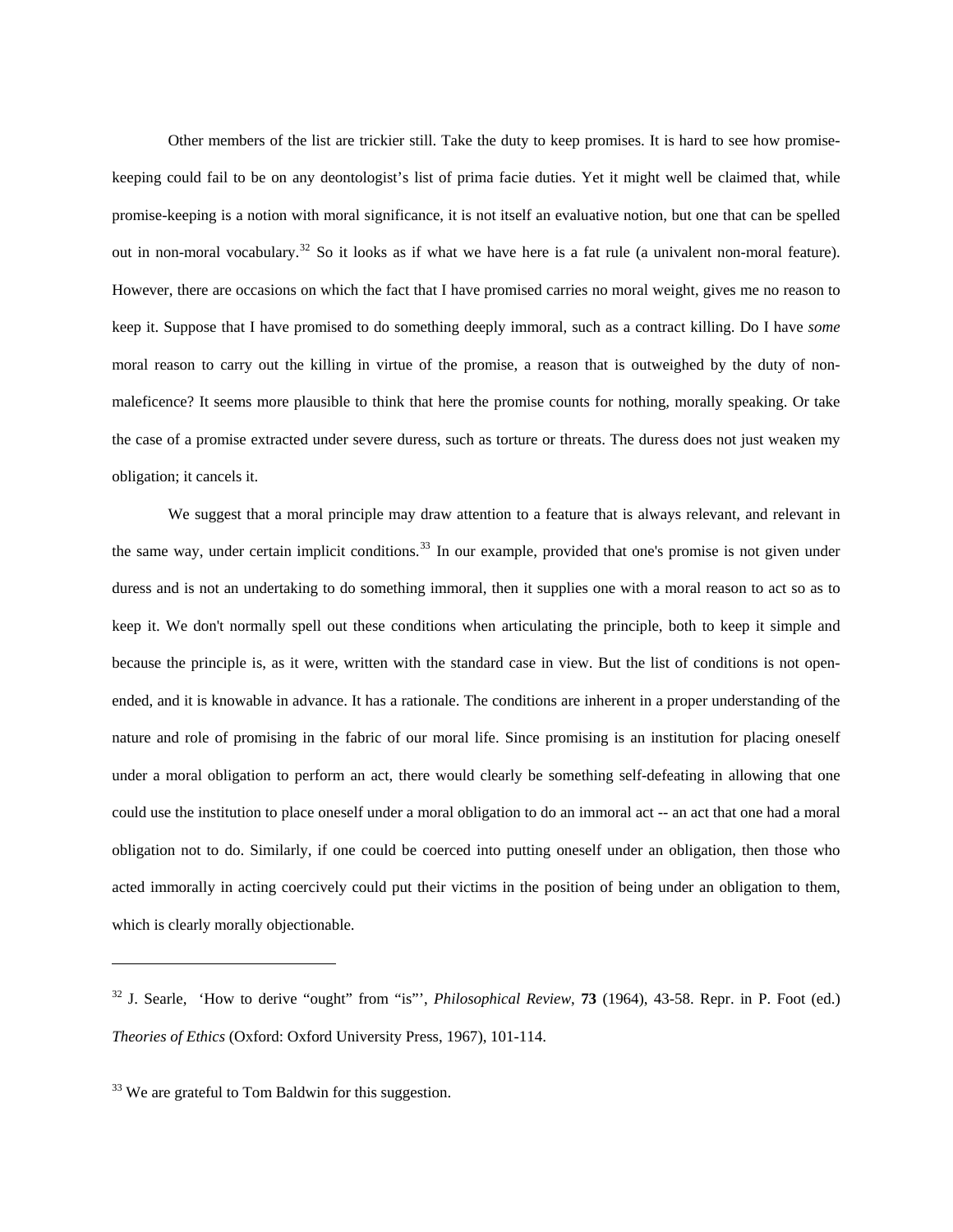Other members of the list are trickier still. Take the duty to keep promises. It is hard to see how promise-keeping could fail to be on any deontologist's list of prima facie duties. Yet it might well be claimed that, while promise-keeping is a notion with moral significance, it is not itself an evaluative notion, but one that can be spelled out in non-moral vocabulary.[32] So it looks as if what we have here is a fat rule (a univalent non-moral feature). However, there are occasions on which the fact that I have promised carries no moral weight, gives me no reason to keep it. Suppose that I have promised to do something deeply immoral, such as a contract killing. Do I have *some* moral reason to carry out the killing in virtue of the promise, a reason that is outweighed by the duty of non-maleficence? It seems more plausible to think that here the promise counts for nothing, morally speaking. Or take the case of a promise extracted under severe duress, such as torture or threats. The duress does not just weaken my obligation; it cancels it.

We suggest that a moral principle may draw attention to a feature that is always relevant, and relevant in the same way, under certain implicit conditions.[33] In our example, provided that one's promise is not given under duress and is not an undertaking to do something immoral, then it supplies one with a moral reason to act so as to keep it. We don't normally spell out these conditions when articulating the principle, both to keep it simple and because the principle is, as it were, written with the standard case in view. But the list of conditions is not open-ended, and it is knowable in advance. It has a rationale. The conditions are inherent in a proper understanding of the nature and role of promising in the fabric of our moral life. Since promising is an institution for placing oneself under a moral obligation to perform an act, there would clearly be something self-defeating in allowing that one could use the institution to place oneself under a moral obligation to do an immoral act -- an act that one had a moral obligation not to do. Similarly, if one could be coerced into putting oneself under an obligation, then those who acted immorally in acting coercively could put their victims in the position of being under an obligation to them, which is clearly morally objectionable.

---

[32] J. Searle, 'How to derive "ought" from "is"', *Philosophical Review*, **73** (1964), 43-58. Repr. in P. Foot (ed.) *Theories of Ethics* (Oxford: Oxford University Press, 1967), 101-114.

[33] We are grateful to Tom Baldwin for this suggestion.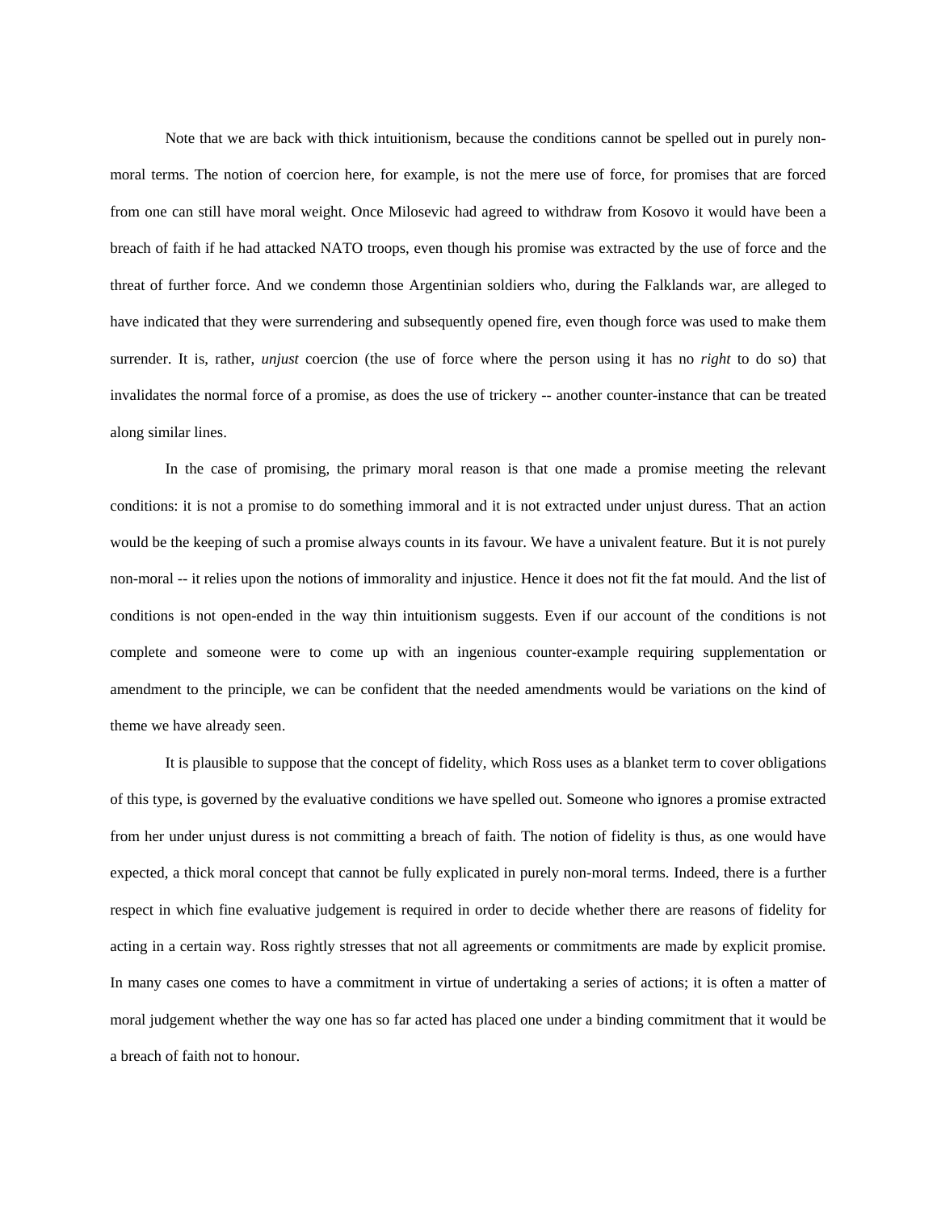Note that we are back with thick intuitionism, because the conditions cannot be spelled out in purely non-moral terms. The notion of coercion here, for example, is not the mere use of force, for promises that are forced from one can still have moral weight. Once Milosevic had agreed to withdraw from Kosovo it would have been a breach of faith if he had attacked NATO troops, even though his promise was extracted by the use of force and the threat of further force. And we condemn those Argentinian soldiers who, during the Falklands war, are alleged to have indicated that they were surrendering and subsequently opened fire, even though force was used to make them surrender. It is, rather, *unjust* coercion (the use of force where the person using it has no *right* to do so) that invalidates the normal force of a promise, as does the use of trickery -- another counter-instance that can be treated along similar lines.

In the case of promising, the primary moral reason is that one made a promise meeting the relevant conditions: it is not a promise to do something immoral and it is not extracted under unjust duress. That an action would be the keeping of such a promise always counts in its favour. We have a univalent feature. But it is not purely non-moral -- it relies upon the notions of immorality and injustice. Hence it does not fit the fat mould. And the list of conditions is not open-ended in the way thin intuitionism suggests. Even if our account of the conditions is not complete and someone were to come up with an ingenious counter-example requiring supplementation or amendment to the principle, we can be confident that the needed amendments would be variations on the kind of theme we have already seen.

It is plausible to suppose that the concept of fidelity, which Ross uses as a blanket term to cover obligations of this type, is governed by the evaluative conditions we have spelled out. Someone who ignores a promise extracted from her under unjust duress is not committing a breach of faith. The notion of fidelity is thus, as one would have expected, a thick moral concept that cannot be fully explicated in purely non-moral terms. Indeed, there is a further respect in which fine evaluative judgement is required in order to decide whether there are reasons of fidelity for acting in a certain way. Ross rightly stresses that not all agreements or commitments are made by explicit promise. In many cases one comes to have a commitment in virtue of undertaking a series of actions; it is often a matter of moral judgement whether the way one has so far acted has placed one under a binding commitment that it would be a breach of faith not to honour.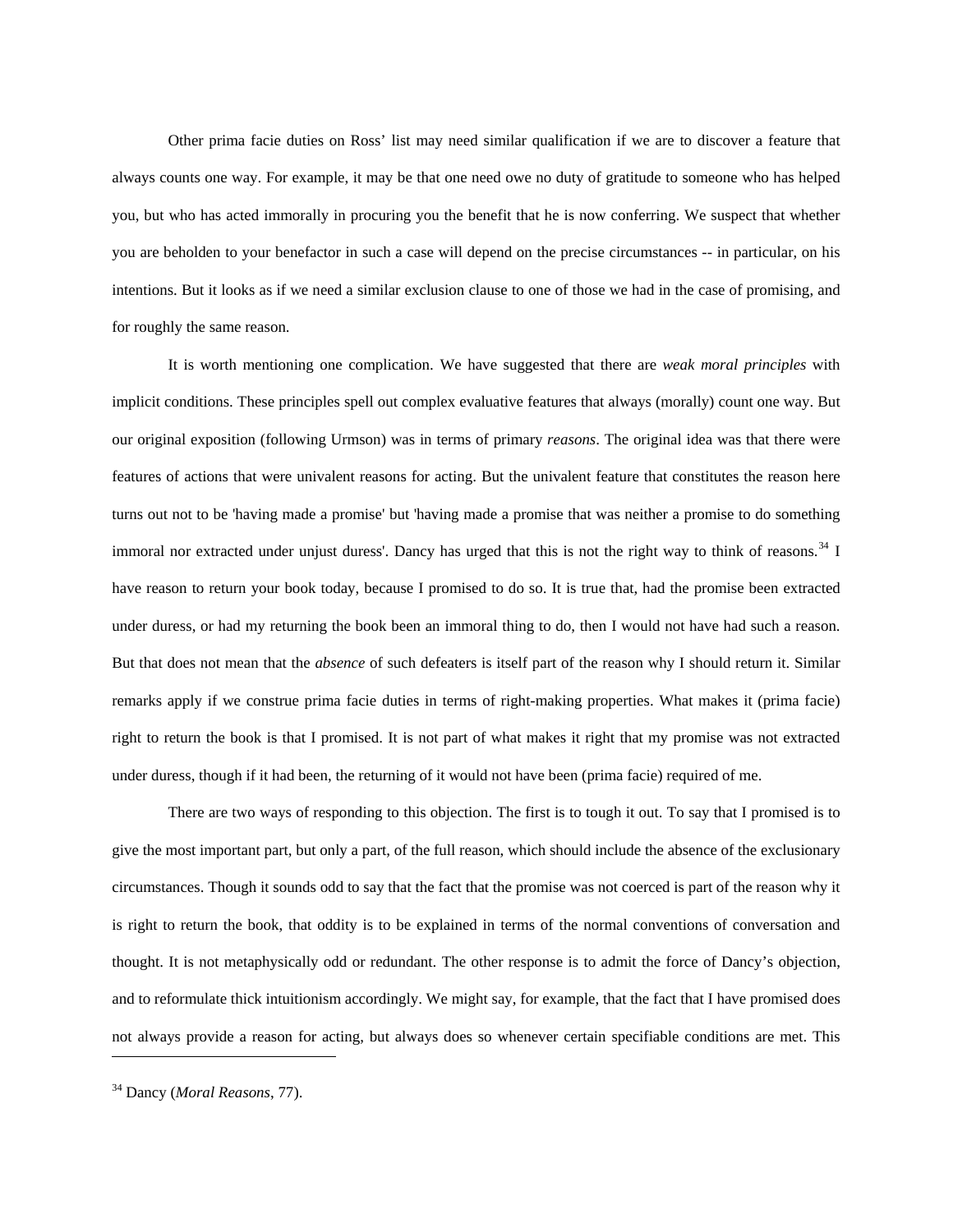Other prima facie duties on Ross' list may need similar qualification if we are to discover a feature that always counts one way. For example, it may be that one need owe no duty of gratitude to someone who has helped you, but who has acted immorally in procuring you the benefit that he is now conferring. We suspect that whether you are beholden to your benefactor in such a case will depend on the precise circumstances -- in particular, on his intentions. But it looks as if we need a similar exclusion clause to one of those we had in the case of promising, and for roughly the same reason.

It is worth mentioning one complication. We have suggested that there are *weak moral principles* with implicit conditions. These principles spell out complex evaluative features that always (morally) count one way. But our original exposition (following Urmson) was in terms of primary *reasons*. The original idea was that there were features of actions that were univalent reasons for acting. But the univalent feature that constitutes the reason here turns out not to be 'having made a promise' but 'having made a promise that was neither a promise to do something immoral nor extracted under unjust duress'. Dancy has urged that this is not the right way to think of reasons.[34] I have reason to return your book today, because I promised to do so. It is true that, had the promise been extracted under duress, or had my returning the book been an immoral thing to do, then I would not have had such a reason. But that does not mean that the *absence* of such defeaters is itself part of the reason why I should return it. Similar remarks apply if we construe prima facie duties in terms of right-making properties. What makes it (prima facie) right to return the book is that I promised. It is not part of what makes it right that my promise was not extracted under duress, though if it had been, the returning of it would not have been (prima facie) required of me.

There are two ways of responding to this objection. The first is to tough it out. To say that I promised is to give the most important part, but only a part, of the full reason, which should include the absence of the exclusionary circumstances. Though it sounds odd to say that the fact that the promise was not coerced is part of the reason why it is right to return the book, that oddity is to be explained in terms of the normal conventions of conversation and thought. It is not metaphysically odd or redundant. The other response is to admit the force of Dancy's objection, and to reformulate thick intuitionism accordingly. We might say, for example, that the fact that I have promised does not always provide a reason for acting, but always does so whenever certain specifiable conditions are met. This

---

[34] Dancy (*Moral Reasons*, 77).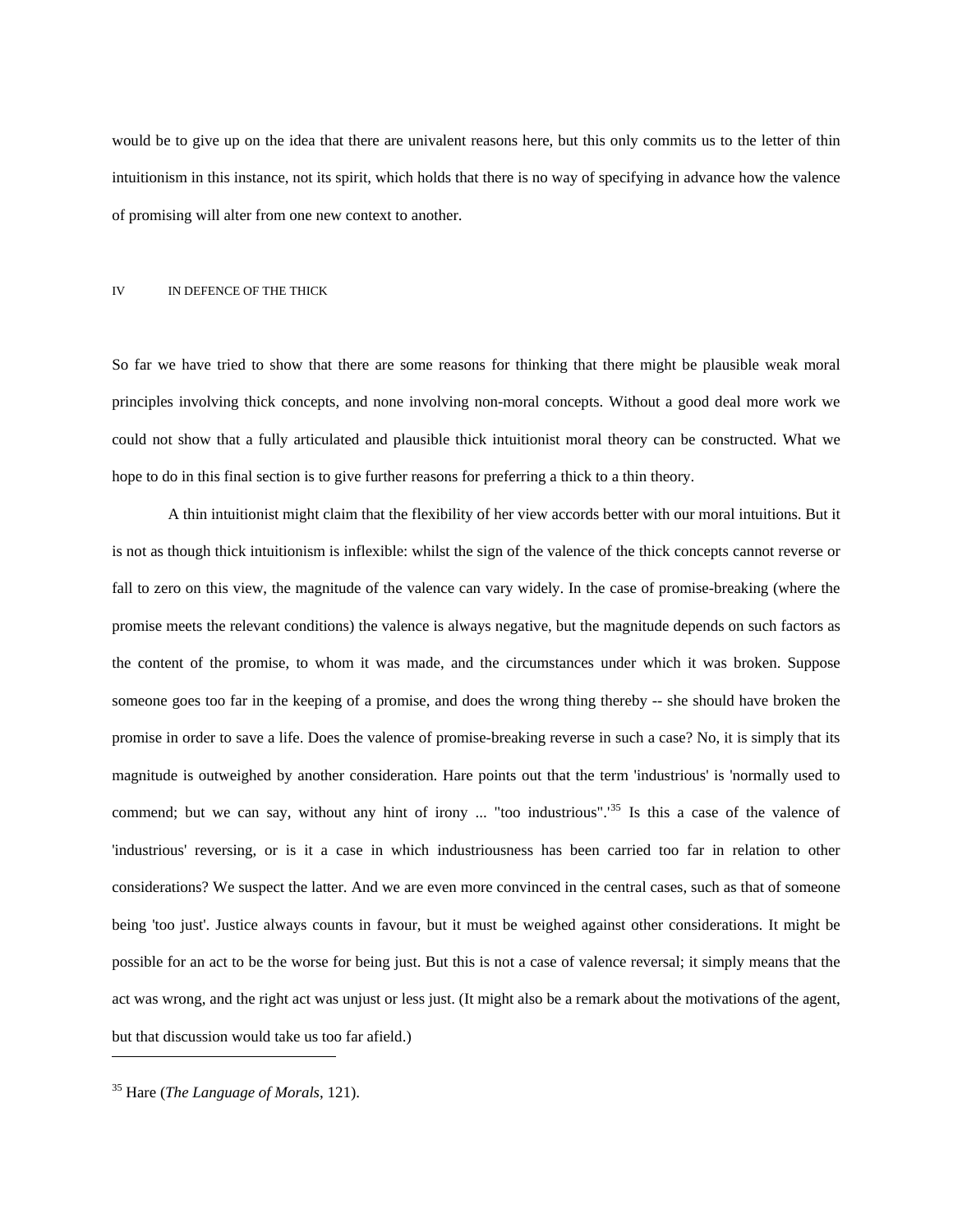would be to give up on the idea that there are univalent reasons here, but this only commits us to the letter of thin intuitionism in this instance, not its spirit, which holds that there is no way of specifying in advance how the valence of promising will alter from one new context to another.

## IV IN DEFENCE OF THE THICK

So far we have tried to show that there are some reasons for thinking that there might be plausible weak moral principles involving thick concepts, and none involving non-moral concepts. Without a good deal more work we could not show that a fully articulated and plausible thick intuitionist moral theory can be constructed. What we hope to do in this final section is to give further reasons for preferring a thick to a thin theory.

A thin intuitionist might claim that the flexibility of her view accords better with our moral intuitions. But it is not as though thick intuitionism is inflexible: whilst the sign of the valence of the thick concepts cannot reverse or fall to zero on this view, the magnitude of the valence can vary widely. In the case of promise-breaking (where the promise meets the relevant conditions) the valence is always negative, but the magnitude depends on such factors as the content of the promise, to whom it was made, and the circumstances under which it was broken. Suppose someone goes too far in the keeping of a promise, and does the wrong thing thereby -- she should have broken the promise in order to save a life. Does the valence of promise-breaking reverse in such a case? No, it is simply that its magnitude is outweighed by another consideration. Hare points out that the term 'industrious' is 'normally used to commend; but we can say, without any hint of irony ... "too industrious".'[35] Is this a case of the valence of 'industrious' reversing, or is it a case in which industriousness has been carried too far in relation to other considerations? We suspect the latter. And we are even more convinced in the central cases, such as that of someone being 'too just'. Justice always counts in favour, but it must be weighed against other considerations. It might be possible for an act to be the worse for being just. But this is not a case of valence reversal; it simply means that the act was wrong, and the right act was unjust or less just. (It might also be a remark about the motivations of the agent, but that discussion would take us too far afield.)

---

[35] Hare (*The Language of Morals*, 121).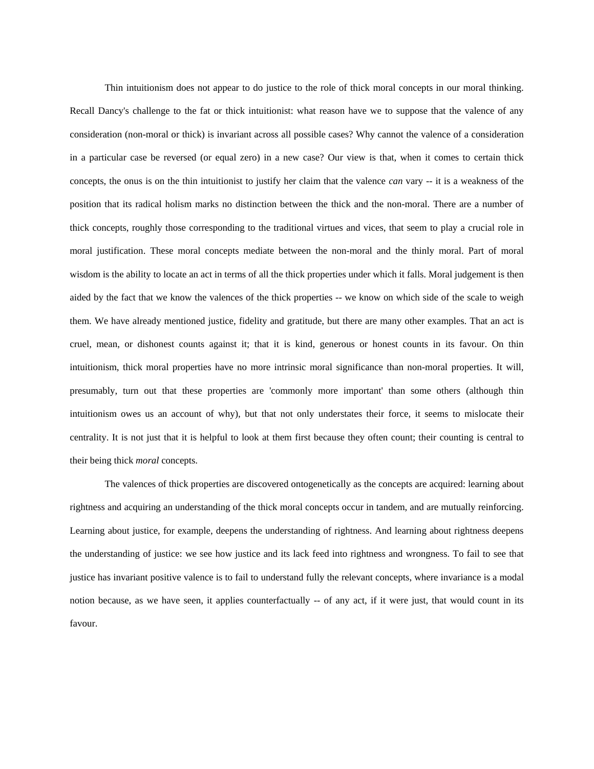Thin intuitionism does not appear to do justice to the role of thick moral concepts in our moral thinking. Recall Dancy's challenge to the fat or thick intuitionist: what reason have we to suppose that the valence of any consideration (non-moral or thick) is invariant across all possible cases? Why cannot the valence of a consideration in a particular case be reversed (or equal zero) in a new case? Our view is that, when it comes to certain thick concepts, the onus is on the thin intuitionist to justify her claim that the valence *can* vary -- it is a weakness of the position that its radical holism marks no distinction between the thick and the non-moral. There are a number of thick concepts, roughly those corresponding to the traditional virtues and vices, that seem to play a crucial role in moral justification. These moral concepts mediate between the non-moral and the thinly moral. Part of moral wisdom is the ability to locate an act in terms of all the thick properties under which it falls. Moral judgement is then aided by the fact that we know the valences of the thick properties -- we know on which side of the scale to weigh them. We have already mentioned justice, fidelity and gratitude, but there are many other examples. That an act is cruel, mean, or dishonest counts against it; that it is kind, generous or honest counts in its favour. On thin intuitionism, thick moral properties have no more intrinsic moral significance than non-moral properties. It will, presumably, turn out that these properties are 'commonly more important' than some others (although thin intuitionism owes us an account of why), but that not only understates their force, it seems to mislocate their centrality. It is not just that it is helpful to look at them first because they often count; their counting is central to their being thick *moral* concepts.

The valences of thick properties are discovered ontogenetically as the concepts are acquired: learning about rightness and acquiring an understanding of the thick moral concepts occur in tandem, and are mutually reinforcing. Learning about justice, for example, deepens the understanding of rightness. And learning about rightness deepens the understanding of justice: we see how justice and its lack feed into rightness and wrongness. To fail to see that justice has invariant positive valence is to fail to understand fully the relevant concepts, where invariance is a modal notion because, as we have seen, it applies counterfactually -- of any act, if it were just, that would count in its favour.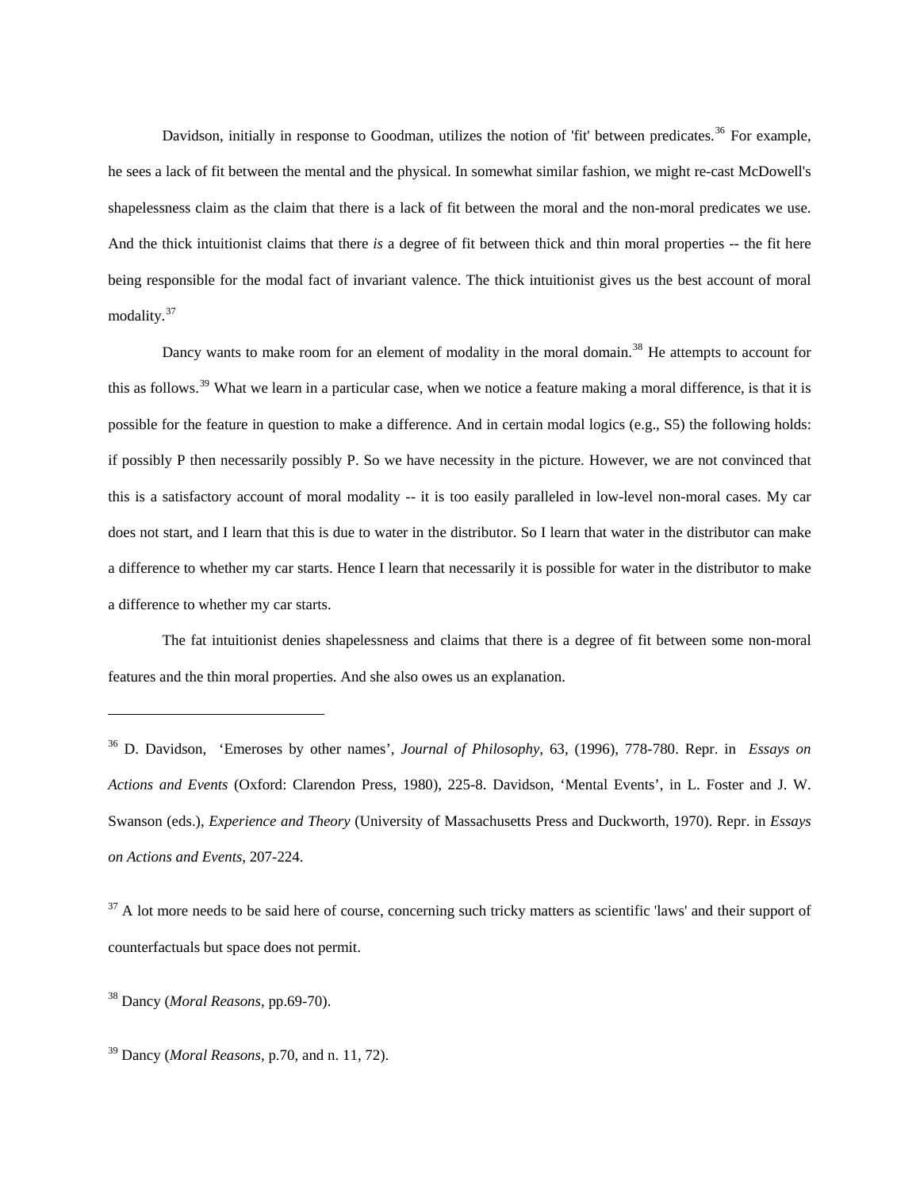Davidson, initially in response to Goodman, utilizes the notion of 'fit' between predicates.[36] For example, he sees a lack of fit between the mental and the physical. In somewhat similar fashion, we might re-cast McDowell's shapelessness claim as the claim that there is a lack of fit between the moral and the non-moral predicates we use. And the thick intuitionist claims that there *is* a degree of fit between thick and thin moral properties -- the fit here being responsible for the modal fact of invariant valence. The thick intuitionist gives us the best account of moral modality.[37]

Dancy wants to make room for an element of modality in the moral domain.[38] He attempts to account for this as follows.[39] What we learn in a particular case, when we notice a feature making a moral difference, is that it is possible for the feature in question to make a difference. And in certain modal logics (e.g., S5) the following holds: if possibly P then necessarily possibly P. So we have necessity in the picture. However, we are not convinced that this is a satisfactory account of moral modality -- it is too easily paralleled in low-level non-moral cases. My car does not start, and I learn that this is due to water in the distributor. So I learn that water in the distributor can make a difference to whether my car starts. Hence I learn that necessarily it is possible for water in the distributor to make a difference to whether my car starts.

The fat intuitionist denies shapelessness and claims that there is a degree of fit between some non-moral features and the thin moral properties. And she also owes us an explanation.

---

[36] D. Davidson, 'Emeroses by other names', *Journal of Philosophy*, 63, (1996), 778-780. Repr. in *Essays on Actions and Events* (Oxford: Clarendon Press, 1980), 225-8. Davidson, 'Mental Events', in L. Foster and J. W. Swanson (eds.), *Experience and Theory* (University of Massachusetts Press and Duckworth, 1970). Repr. in *Essays on Actions and Events*, 207-224.

[37] A lot more needs to be said here of course, concerning such tricky matters as scientific 'laws' and their support of counterfactuals but space does not permit.

[38] Dancy (*Moral Reasons*, pp.69-70).

[39] Dancy (*Moral Reasons*, p.70, and n. 11, 72).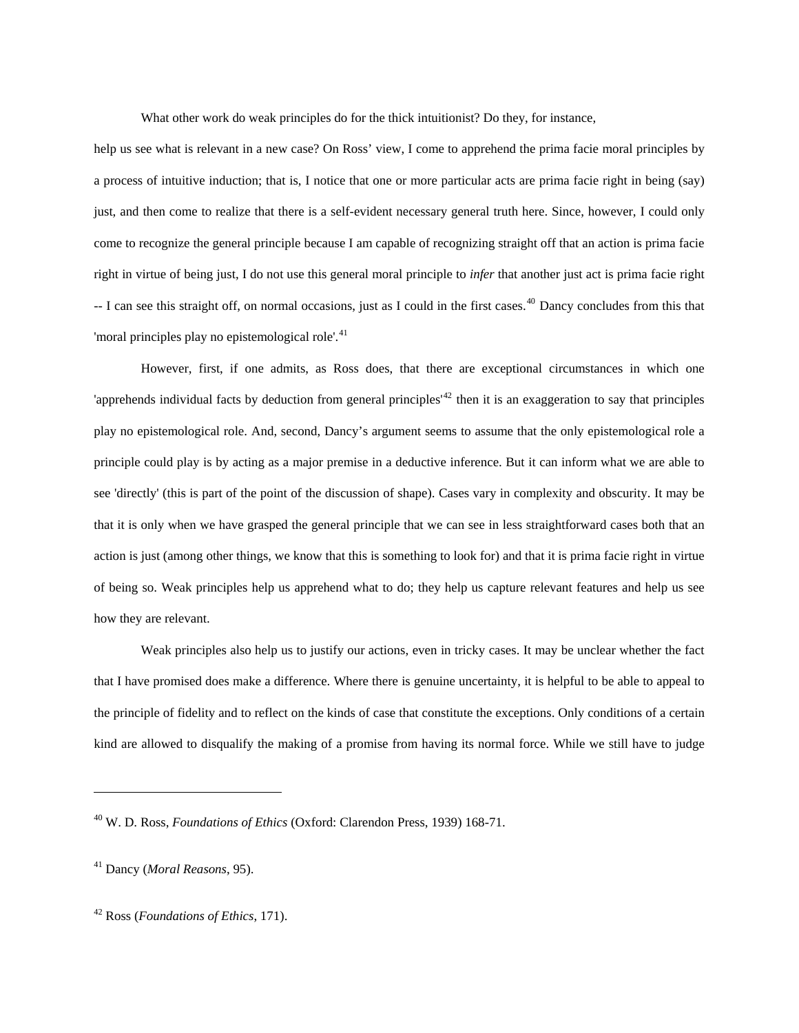What other work do weak principles do for the thick intuitionist? Do they, for instance, help us see what is relevant in a new case? On Ross' view, I come to apprehend the prima facie moral principles by a process of intuitive induction; that is, I notice that one or more particular acts are prima facie right in being (say) just, and then come to realize that there is a self-evident necessary general truth here. Since, however, I could only come to recognize the general principle because I am capable of recognizing straight off that an action is prima facie right in virtue of being just, I do not use this general moral principle to *infer* that another just act is prima facie right -- I can see this straight off, on normal occasions, just as I could in the first cases.[40] Dancy concludes from this that 'moral principles play no epistemological role'.[41]

However, first, if one admits, as Ross does, that there are exceptional circumstances in which one 'apprehends individual facts by deduction from general principles'[42] then it is an exaggeration to say that principles play no epistemological role. And, second, Dancy's argument seems to assume that the only epistemological role a principle could play is by acting as a major premise in a deductive inference. But it can inform what we are able to see 'directly' (this is part of the point of the discussion of shape). Cases vary in complexity and obscurity. It may be that it is only when we have grasped the general principle that we can see in less straightforward cases both that an action is just (among other things, we know that this is something to look for) and that it is prima facie right in virtue of being so. Weak principles help us apprehend what to do; they help us capture relevant features and help us see how they are relevant.

Weak principles also help us to justify our actions, even in tricky cases. It may be unclear whether the fact that I have promised does make a difference. Where there is genuine uncertainty, it is helpful to be able to appeal to the principle of fidelity and to reflect on the kinds of case that constitute the exceptions. Only conditions of a certain kind are allowed to disqualify the making of a promise from having its normal force. While we still have to judge

---

[40] W. D. Ross, *Foundations of Ethics* (Oxford: Clarendon Press, 1939) 168-71.

[41] Dancy (*Moral Reasons*, 95).

[42] Ross (*Foundations of Ethics*, 171).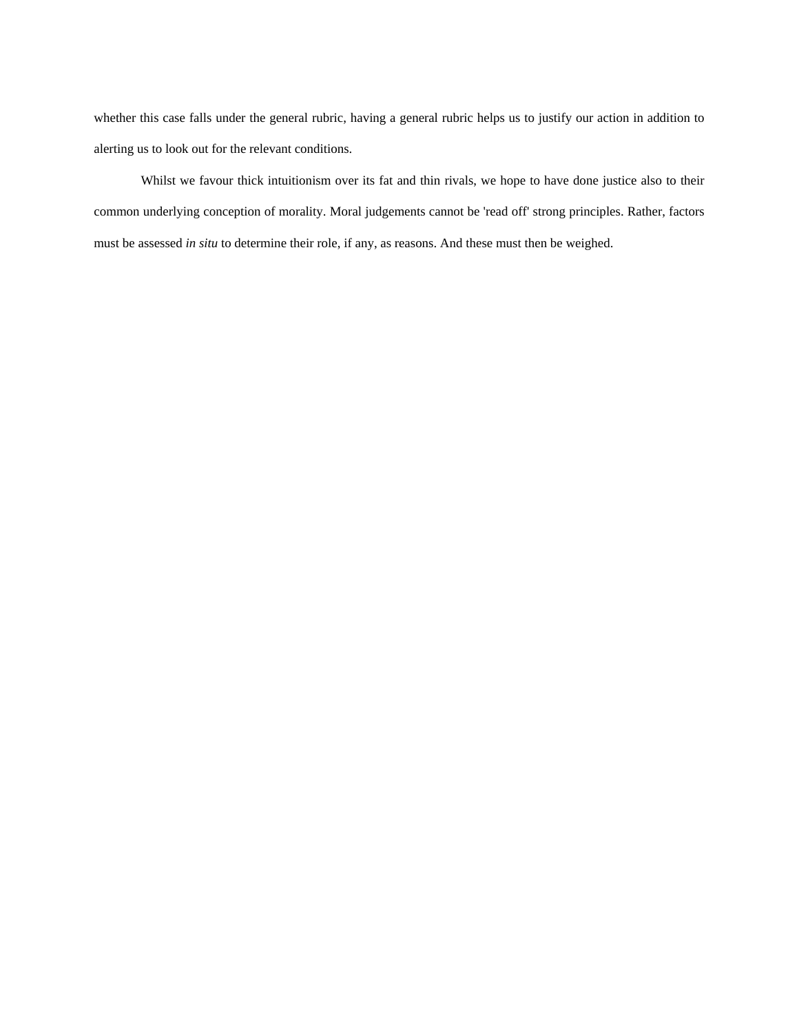whether this case falls under the general rubric, having a general rubric helps us to justify our action in addition to alerting us to look out for the relevant conditions.

Whilst we favour thick intuitionism over its fat and thin rivals, we hope to have done justice also to their common underlying conception of morality. Moral judgements cannot be 'read off' strong principles. Rather, factors must be assessed *in situ* to determine their role, if any, as reasons. And these must then be weighed.